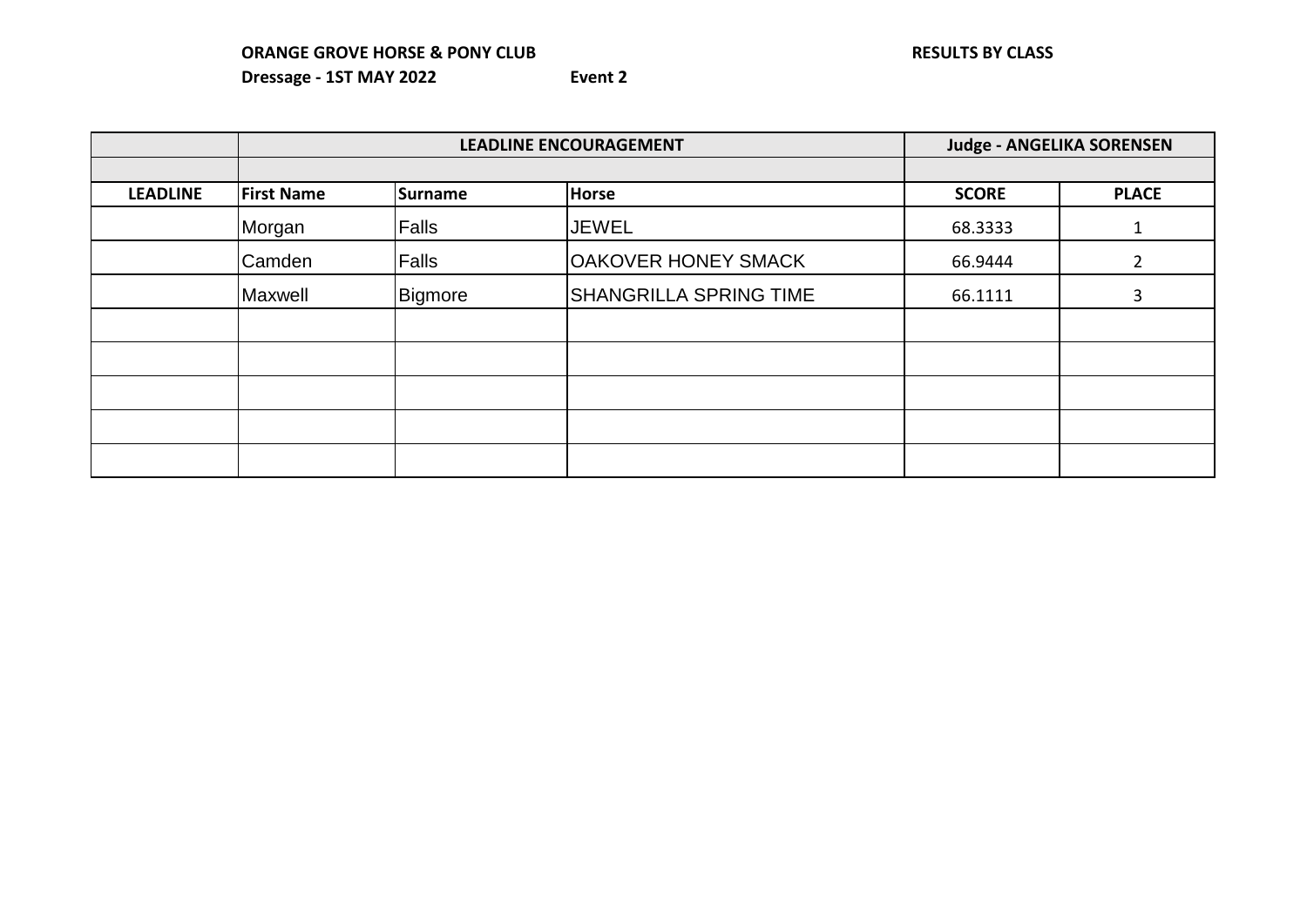**ORANGE GROVE HORSE & PONY CLUB** **RESULTS BY CLASS**

**Dressage - 1ST MAY 2022** **Event 2**

| | LEADLINE ENCOURAGEMENT | | | Judge - ANGELIKA SORENSEN | |
|---|---|---|---|---|---|
| | | | | | |
| **LEADLINE** | **First Name** | **Surname** | **Horse** | **SCORE** | **PLACE** |
| | Morgan | Falls | JEWEL | 68.3333 | 1 |
| | Camden | Falls | OAKOVER HONEY SMACK | 66.9444 | 2 |
| | Maxwell | Bigmore | SHANGRILLA SPRING TIME | 66.1111 | 3 |
| | | | | | |
| | | | | | |
| | | | | | |
| | | | | | |
| | | | | | |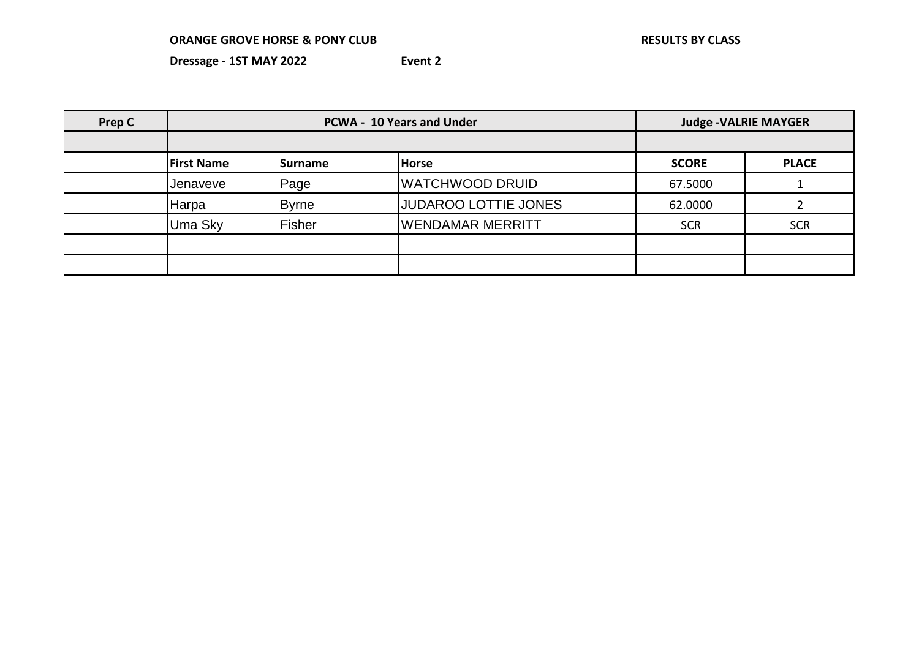**ORANGE GROVE HORSE & PONY CLUB** **RESULTS BY CLASS**

**Dressage - 1ST MAY 2022** **Event 2**

| Prep C | PCWA - 10 Years and Under | | | Judge -VALRIE MAYGER | |
|---|---|---|---|---|---|
| | | | | | |
| | **First Name** | **Surname** | **Horse** | **SCORE** | **PLACE** |
| | Jenaveve | Page | WATCHWOOD DRUID | 67.5000 | 1 |
| | Harpa | Byrne | JUDAROO LOTTIE JONES | 62.0000 | 2 |
| | Uma Sky | Fisher | WENDAMAR MERRITT | SCR | SCR |
| | | | | | |
| | | | | | |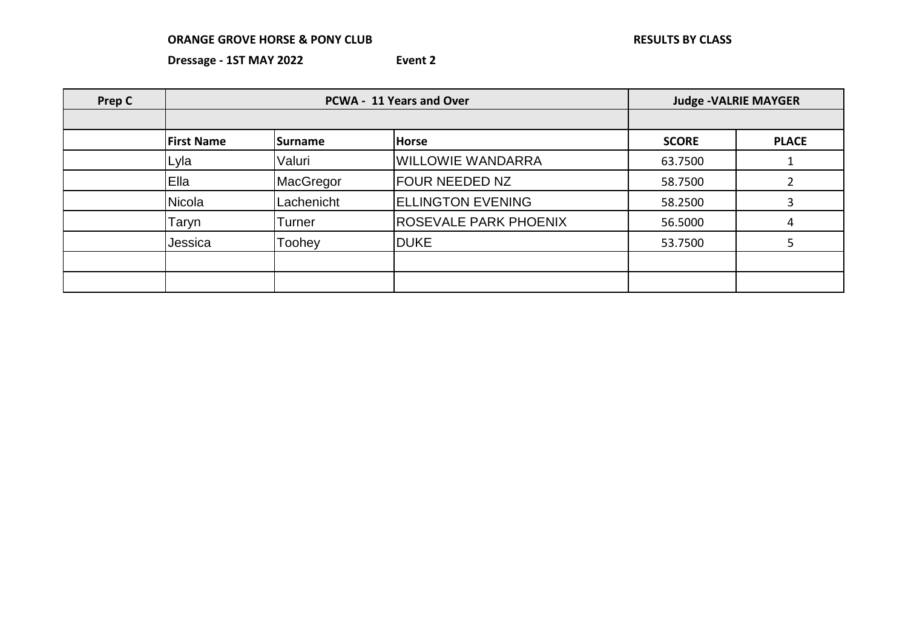**ORANGE GROVE HORSE & PONY CLUB** **RESULTS BY CLASS**

**Dressage - 1ST MAY 2022** **Event 2**

| Prep C | PCWA - 11 Years and Over | | | Judge -VALRIE MAYGER | |
|---|---|---|---|---|---|
| | | | | | |
| | **First Name** | **Surname** | **Horse** | **SCORE** | **PLACE** |
| | Lyla | Valuri | WILLOWIE WANDARRA | 63.7500 | 1 |
| | Ella | MacGregor | FOUR NEEDED NZ | 58.7500 | 2 |
| | Nicola | Lachenicht | ELLINGTON EVENING | 58.2500 | 3 |
| | Taryn | Turner | ROSEVALE PARK PHOENIX | 56.5000 | 4 |
| | Jessica | Toohey | DUKE | 53.7500 | 5 |
| | | | | | |
| | | | | | |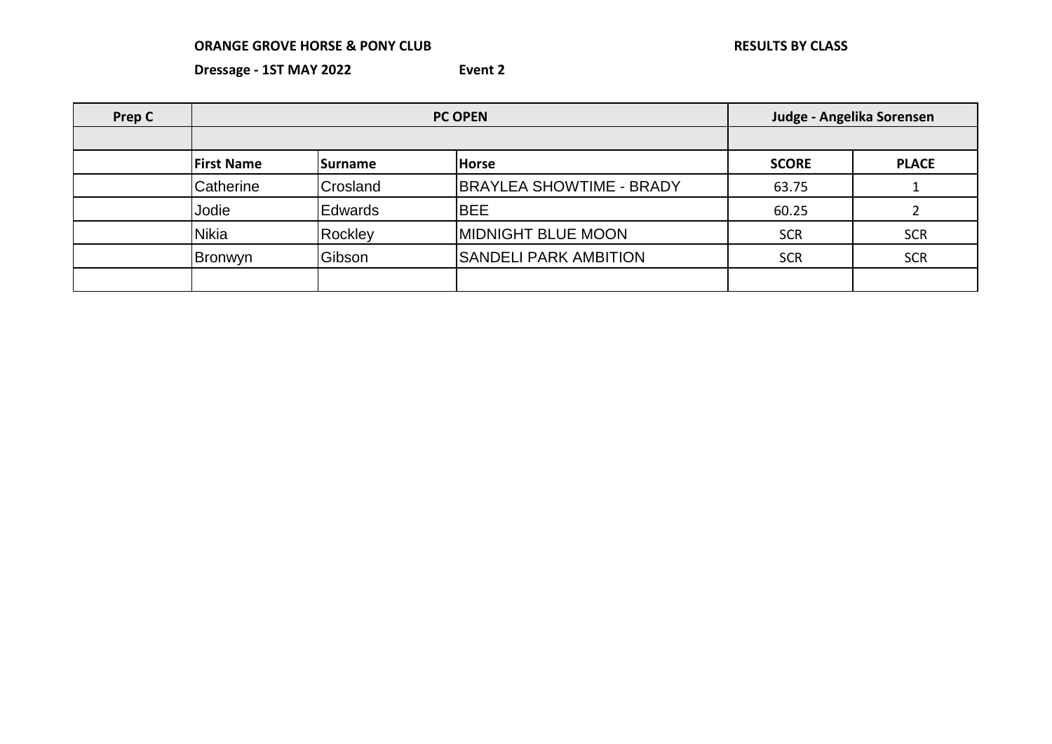**ORANGE GROVE HORSE & PONY CLUB** **RESULTS BY CLASS**

**Dressage - 1ST MAY 2022** **Event 2**

| Prep C | PC OPEN | | | Judge - Angelika Sorensen | |
|---|---|---|---|---|---|
| | | | | | |
| | **First Name** | **Surname** | **Horse** | **SCORE** | **PLACE** |
| | Catherine | Crosland | BRAYLEA SHOWTIME - BRADY | 63.75 | 1 |
| | Jodie | Edwards | BEE | 60.25 | 2 |
| | Nikia | Rockley | MIDNIGHT BLUE MOON | SCR | SCR |
| | Bronwyn | Gibson | SANDELI PARK AMBITION | SCR | SCR |
| | | | | | |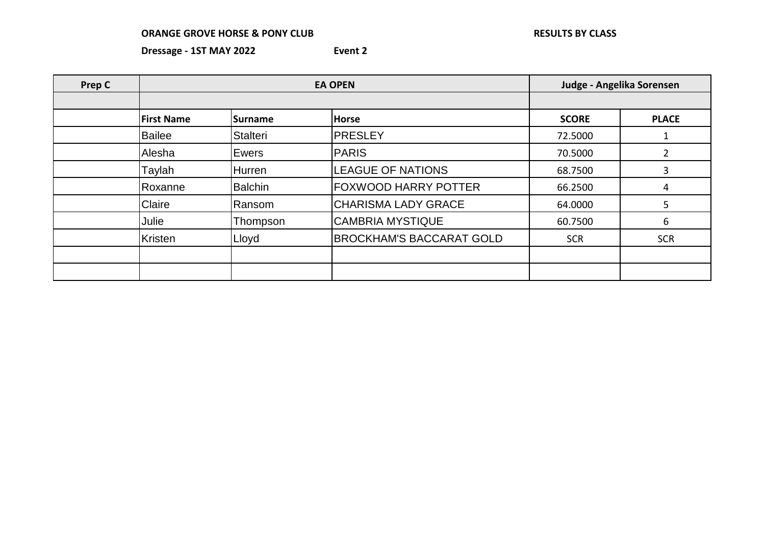**ORANGE GROVE HORSE & PONY CLUB** **RESULTS BY CLASS**

**Dressage - 1ST MAY 2022** **Event 2**

| Prep C | EA OPEN | | | Judge - Angelika Sorensen | |
|---|---|---|---|---|---|
| | | | | | |
| | **First Name** | **Surname** | **Horse** | **SCORE** | **PLACE** |
| | Bailee | Stalteri | PRESLEY | 72.5000 | 1 |
| | Alesha | Ewers | PARIS | 70.5000 | 2 |
| | Taylah | Hurren | LEAGUE OF NATIONS | 68.7500 | 3 |
| | Roxanne | Balchin | FOXWOOD HARRY POTTER | 66.2500 | 4 |
| | Claire | Ransom | CHARISMA LADY GRACE | 64.0000 | 5 |
| | Julie | Thompson | CAMBRIA MYSTIQUE | 60.7500 | 6 |
| | Kristen | Lloyd | BROCKHAM'S BACCARAT GOLD | SCR | SCR |
| | | | | | |
| | | | | | |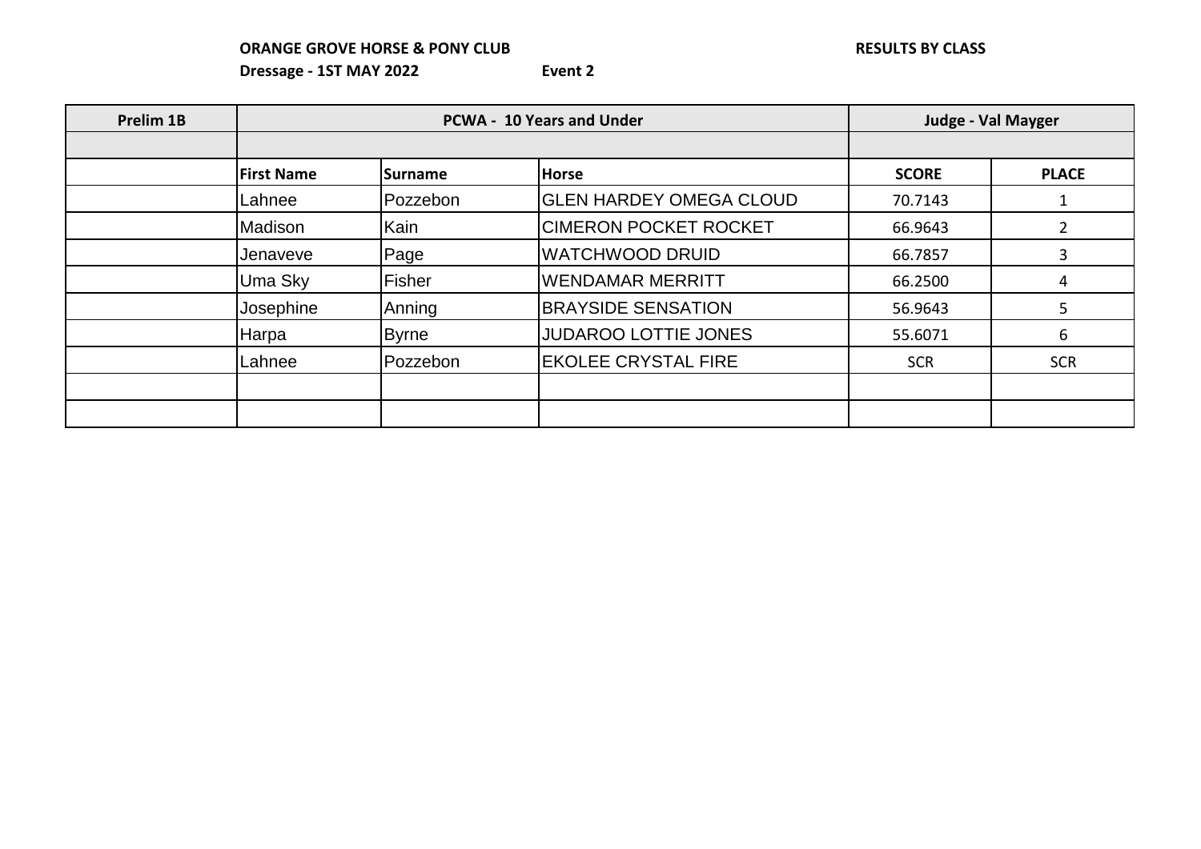**ORANGE GROVE HORSE & PONY CLUB** **RESULTS BY CLASS**

**Dressage - 1ST MAY 2022** **Event 2**

| Prelim 1B | PCWA - 10 Years and Under | | | Judge - Val Mayger | |
|---|---|---|---|---|---|
| | | | | | |
| | **First Name** | **Surname** | **Horse** | **SCORE** | **PLACE** |
| | Lahnee | Pozzebon | GLEN HARDEY OMEGA CLOUD | 70.7143 | 1 |
| | Madison | Kain | CIMERON POCKET ROCKET | 66.9643 | 2 |
| | Jenaveve | Page | WATCHWOOD DRUID | 66.7857 | 3 |
| | Uma Sky | Fisher | WENDAMAR MERRITT | 66.2500 | 4 |
| | Josephine | Anning | BRAYSIDE SENSATION | 56.9643 | 5 |
| | Harpa | Byrne | JUDAROO LOTTIE JONES | 55.6071 | 6 |
| | Lahnee | Pozzebon | EKOLEE CRYSTAL FIRE | SCR | SCR |
| | | | | | |
| | | | | | |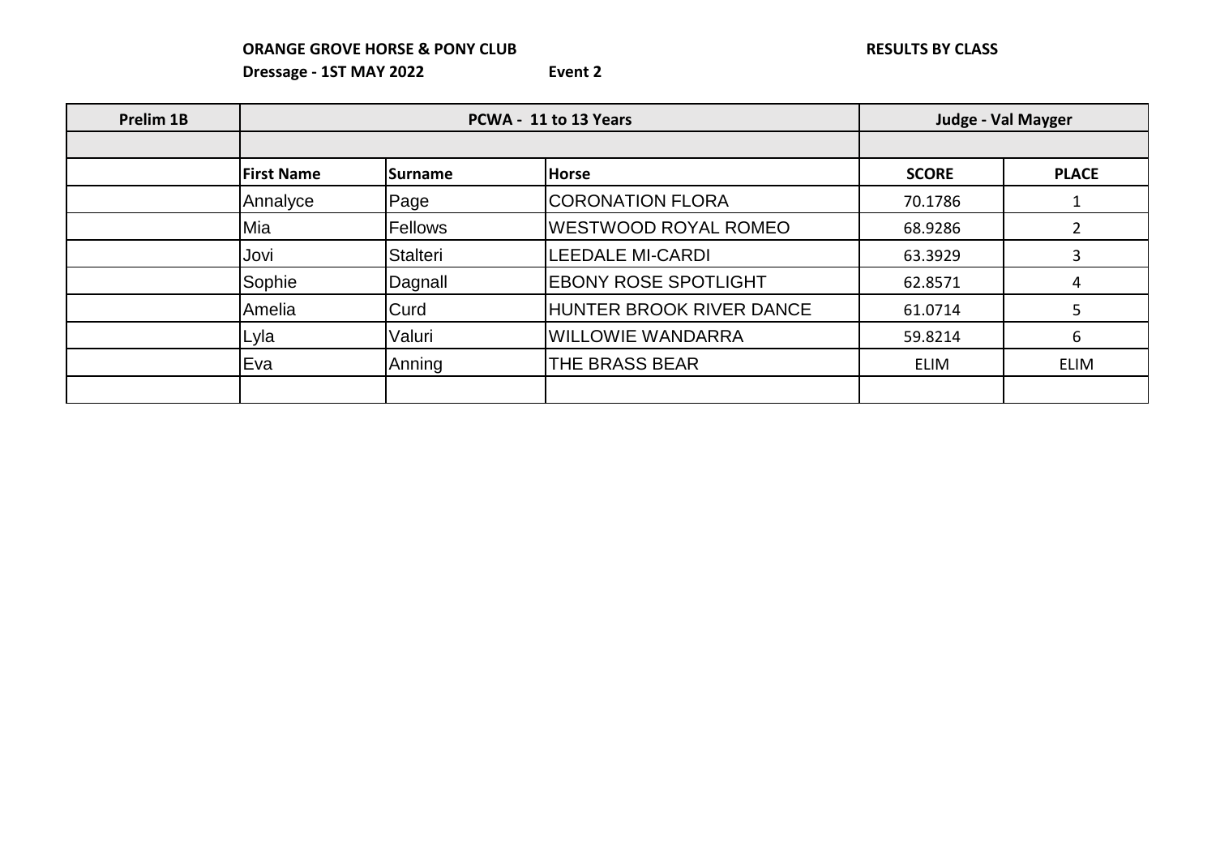**ORANGE GROVE HORSE & PONY CLUB** | **RESULTS BY CLASS**

**Dressage - 1ST MAY 2022** | **Event 2**

| Prelim 1B | PCWA - 11 to 13 Years | | | Judge - Val Mayger | |
|---|---|---|---|---|---|
| | | | | | |
| | **First Name** | **Surname** | **Horse** | **SCORE** | **PLACE** |
| | Annalyce | Page | CORONATION FLORA | 70.1786 | 1 |
| | Mia | Fellows | WESTWOOD ROYAL ROMEO | 68.9286 | 2 |
| | Jovi | Stalteri | LEEDALE MI-CARDI | 63.3929 | 3 |
| | Sophie | Dagnall | EBONY ROSE SPOTLIGHT | 62.8571 | 4 |
| | Amelia | Curd | HUNTER BROOK RIVER DANCE | 61.0714 | 5 |
| | Lyla | Valuri | WILLOWIE WANDARRA | 59.8214 | 6 |
| | Eva | Anning | THE BRASS BEAR | ELIM | ELIM |
| | | | | | |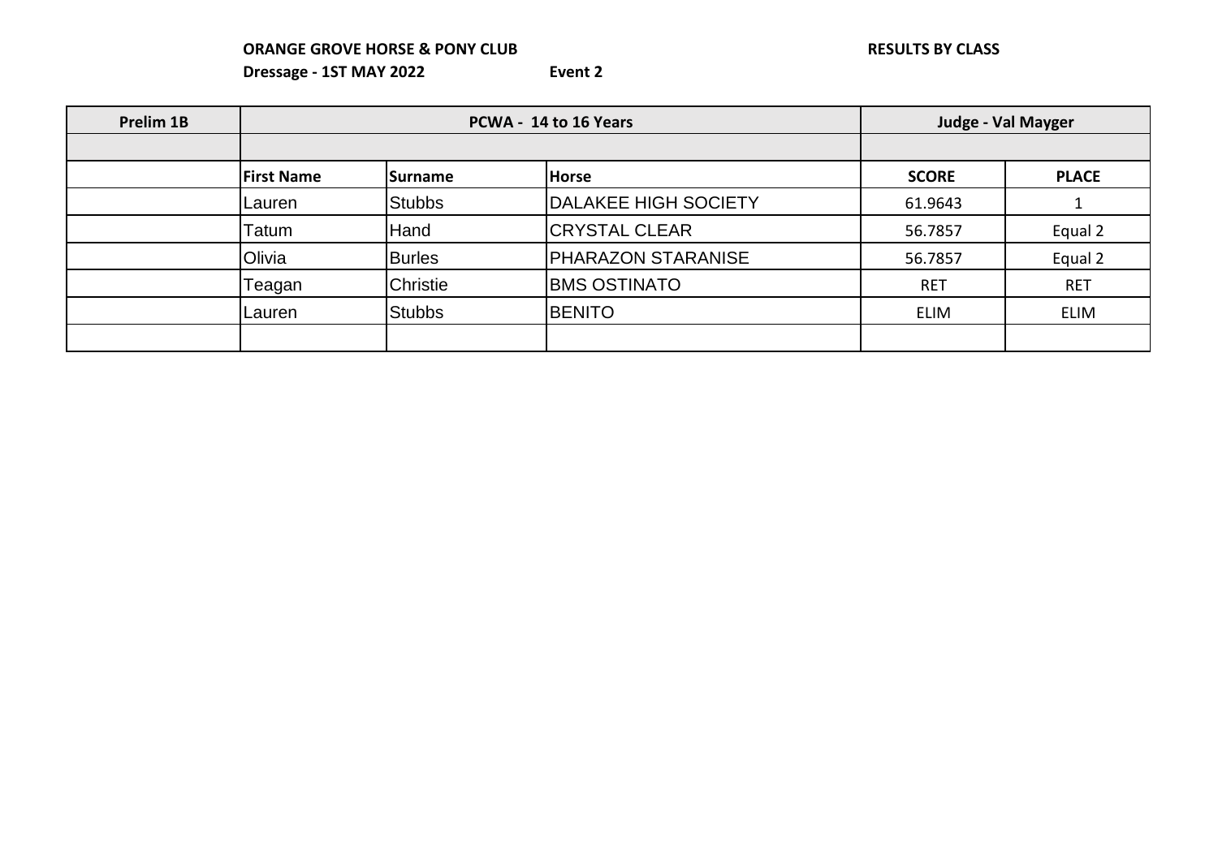**ORANGE GROVE HORSE & PONY CLUB** **RESULTS BY CLASS**

**Dressage - 1ST MAY 2022** **Event 2**

| Prelim 1B | PCWA - 14 to 16 Years | | | Judge - Val Mayger | |
|---|---|---|---|---|---|
| | | | | | |
| | **First Name** | **Surname** | **Horse** | **SCORE** | **PLACE** |
| | Lauren | Stubbs | DALAKEE HIGH SOCIETY | 61.9643 | 1 |
| | Tatum | Hand | CRYSTAL CLEAR | 56.7857 | Equal 2 |
| | Olivia | Burles | PHARAZON STARANISE | 56.7857 | Equal 2 |
| | Teagan | Christie | BMS OSTINATO | RET | RET |
| | Lauren | Stubbs | BENITO | ELIM | ELIM |
| | | | | | |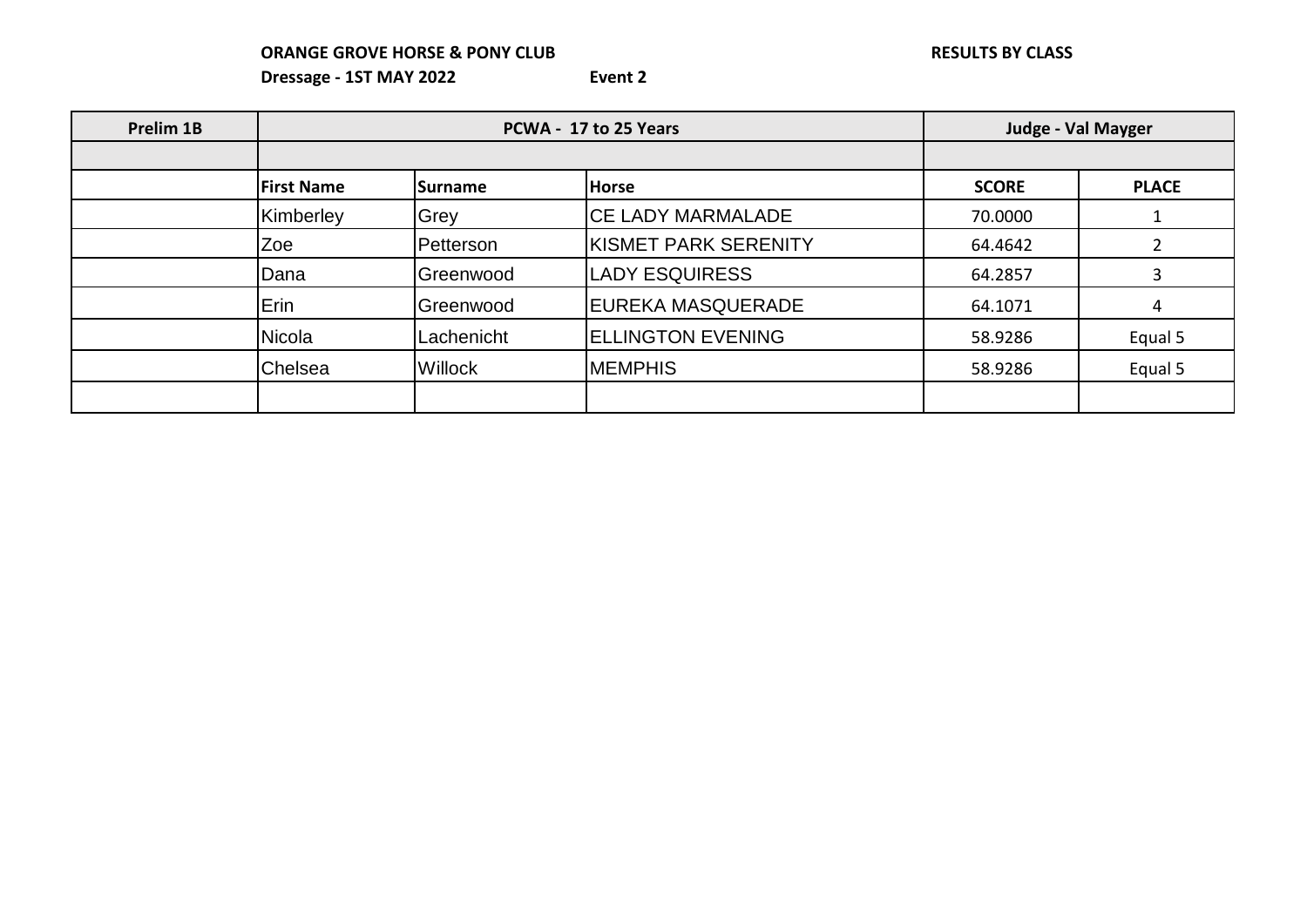**ORANGE GROVE HORSE & PONY CLUB** **RESULTS BY CLASS**

**Dressage - 1ST MAY 2022** **Event 2**

| Prelim 1B | PCWA - 17 to 25 Years | | | Judge - Val Mayger | |
|---|---|---|---|---|---|
| | | | | | |
| | **First Name** | **Surname** | **Horse** | **SCORE** | **PLACE** |
| | Kimberley | Grey | CE LADY MARMALADE | 70.0000 | 1 |
| | Zoe | Petterson | KISMET PARK SERENITY | 64.4642 | 2 |
| | Dana | Greenwood | LADY ESQUIRESS | 64.2857 | 3 |
| | Erin | Greenwood | EUREKA MASQUERADE | 64.1071 | 4 |
| | Nicola | Lachenicht | ELLINGTON EVENING | 58.9286 | Equal 5 |
| | Chelsea | Willock | MEMPHIS | 58.9286 | Equal 5 |
| | | | | | |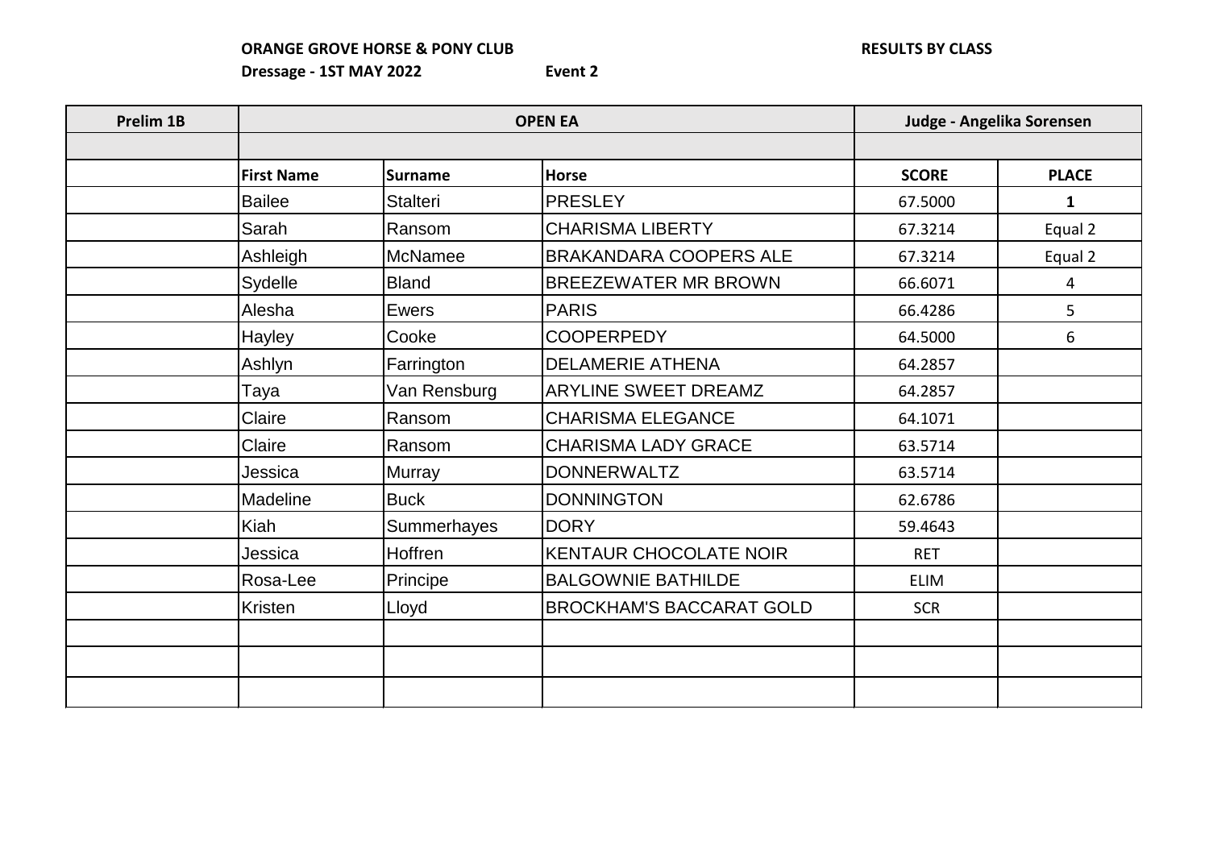**ORANGE GROVE HORSE & PONY CLUB** **RESULTS BY CLASS**

**Dressage - 1ST MAY 2022** **Event 2**

| Prelim 1B | OPEN EA | | | Judge - Angelika Sorensen | |
|---|---|---|---|---|---|
| | | | | | |
| | **First Name** | **Surname** | **Horse** | **SCORE** | **PLACE** |
| | Bailee | Stalteri | PRESLEY | 67.5000 | **1** |
| | Sarah | Ransom | CHARISMA LIBERTY | 67.3214 | Equal 2 |
| | Ashleigh | McNamee | BRAKANDARA COOPERS ALE | 67.3214 | Equal 2 |
| | Sydelle | Bland | BREEZEWATER MR BROWN | 66.6071 | 4 |
| | Alesha | Ewers | PARIS | 66.4286 | 5 |
| | Hayley | Cooke | COOPERPEDY | 64.5000 | 6 |
| | Ashlyn | Farrington | DELAMERIE ATHENA | 64.2857 | |
| | Taya | Van Rensburg | ARYLINE SWEET DREAMZ | 64.2857 | |
| | Claire | Ransom | CHARISMA ELEGANCE | 64.1071 | |
| | Claire | Ransom | CHARISMA LADY GRACE | 63.5714 | |
| | Jessica | Murray | DONNERWALTZ | 63.5714 | |
| | Madeline | Buck | DONNINGTON | 62.6786 | |
| | Kiah | Summerhayes | DORY | 59.4643 | |
| | Jessica | Hoffren | KENTAUR CHOCOLATE NOIR | RET | |
| | Rosa-Lee | Principe | BALGOWNIE BATHILDE | ELIM | |
| | Kristen | Lloyd | BROCKHAM'S BACCARAT GOLD | SCR | |
| | | | | | |
| | | | | | |
| | | | | | |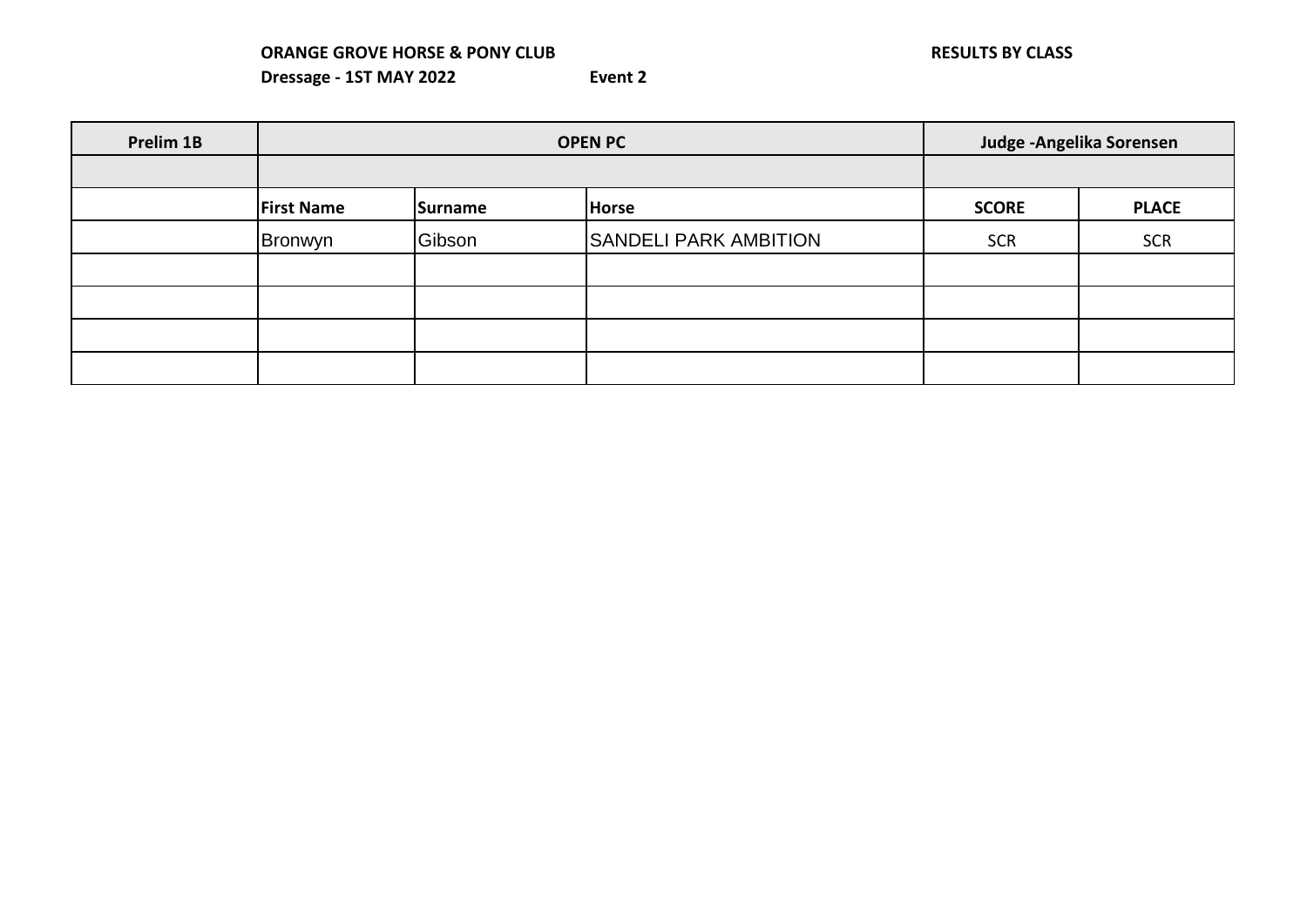**ORANGE GROVE HORSE & PONY CLUB** **RESULTS BY CLASS**

**Dressage - 1ST MAY 2022** **Event 2**

| Prelim 1B | OPEN PC | | | Judge -Angelika Sorensen | |
|---|---|---|---|---|---|
| | | | | | |
| | **First Name** | **Surname** | **Horse** | **SCORE** | **PLACE** |
| | Bronwyn | Gibson | SANDELI PARK AMBITION | SCR | SCR |
| | | | | | |
| | | | | | |
| | | | | | |
| | | | | | |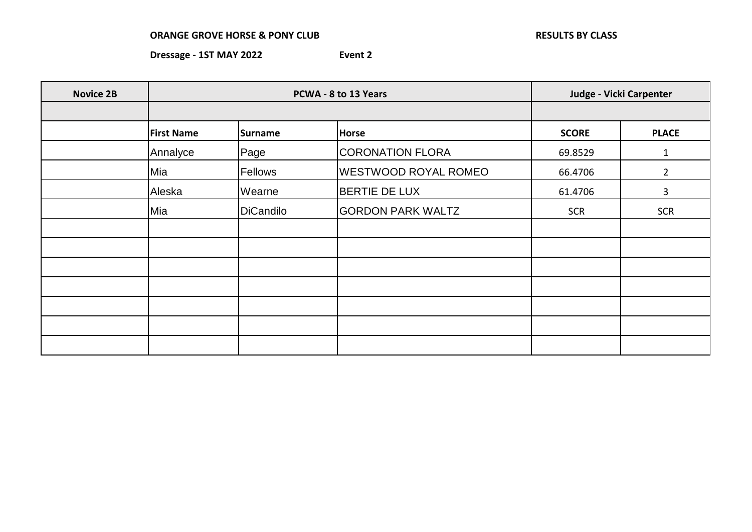**ORANGE GROVE HORSE & PONY CLUB** **RESULTS BY CLASS**

**Dressage - 1ST MAY 2022** **Event 2**

| Novice 2B | PCWA - 8 to 13 Years | | | Judge - Vicki Carpenter | |
|---|---|---|---|---|---|
| | | | | | |
| | **First Name** | **Surname** | **Horse** | **SCORE** | **PLACE** |
| | Annalyce | Page | CORONATION FLORA | 69.8529 | 1 |
| | Mia | Fellows | WESTWOOD ROYAL ROMEO | 66.4706 | 2 |
| | Aleska | Wearne | BERTIE DE LUX | 61.4706 | 3 |
| | Mia | DiCandilo | GORDON PARK WALTZ | SCR | SCR |
| | | | | | |
| | | | | | |
| | | | | | |
| | | | | | |
| | | | | | |
| | | | | | |
| | | | | | |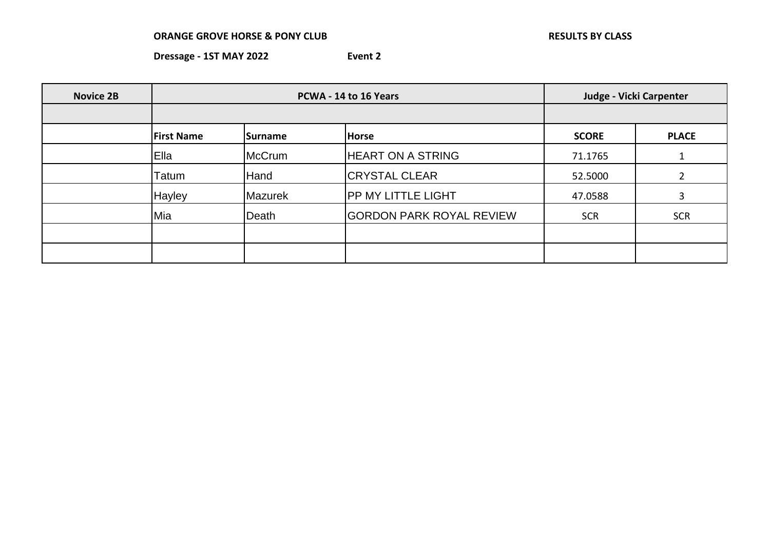**ORANGE GROVE HORSE & PONY CLUB** **RESULTS BY CLASS**

**Dressage - 1ST MAY 2022** **Event 2**

| Novice 2B | PCWA - 14 to 16 Years | | | Judge - Vicki Carpenter | |
|---|---|---|---|---|---|
| | | | | | |
| | **First Name** | **Surname** | **Horse** | **SCORE** | **PLACE** |
| | Ella | McCrum | HEART ON A STRING | 71.1765 | 1 |
| | Tatum | Hand | CRYSTAL CLEAR | 52.5000 | 2 |
| | Hayley | Mazurek | PP MY LITTLE LIGHT | 47.0588 | 3 |
| | Mia | Death | GORDON PARK ROYAL REVIEW | SCR | SCR |
| | | | | | |
| | | | | | |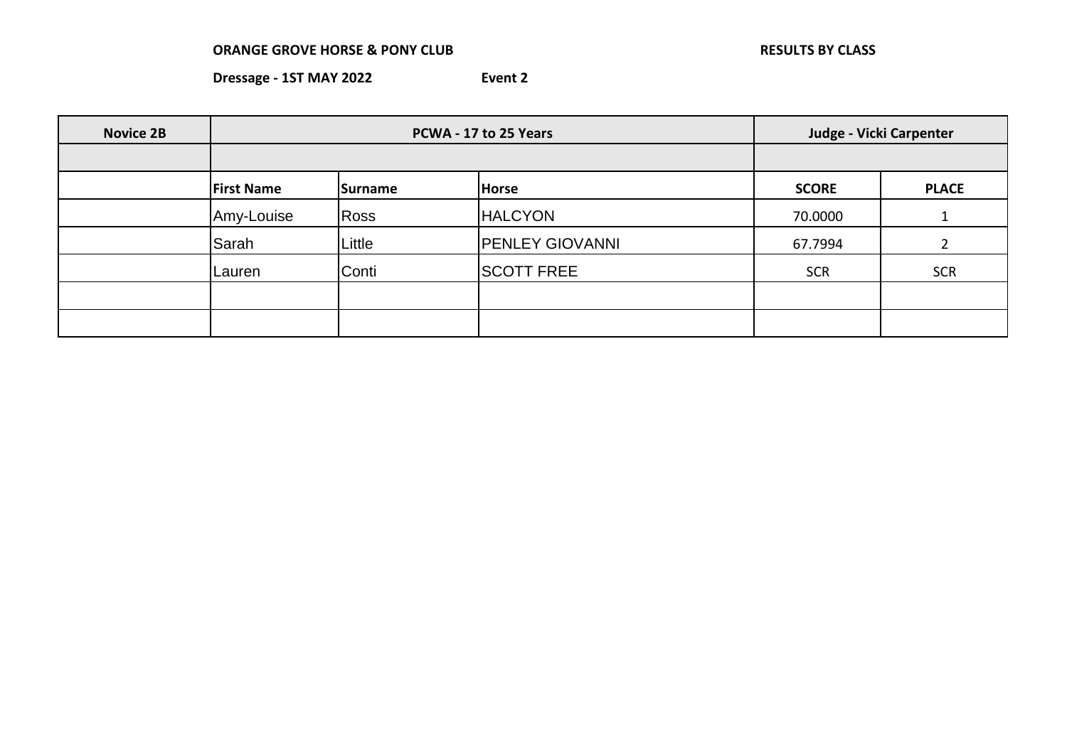**ORANGE GROVE HORSE & PONY CLUB** **RESULTS BY CLASS**

**Dressage - 1ST MAY 2022** **Event 2**

| Novice 2B | PCWA - 17 to 25 Years | | | Judge - Vicki Carpenter | |
|---|---|---|---|---|---|
| | | | | | |
| | **First Name** | **Surname** | **Horse** | **SCORE** | **PLACE** |
| | Amy-Louise | Ross | HALCYON | 70.0000 | 1 |
| | Sarah | Little | PENLEY GIOVANNI | 67.7994 | 2 |
| | Lauren | Conti | SCOTT FREE | SCR | SCR |
| | | | | | |
| | | | | | |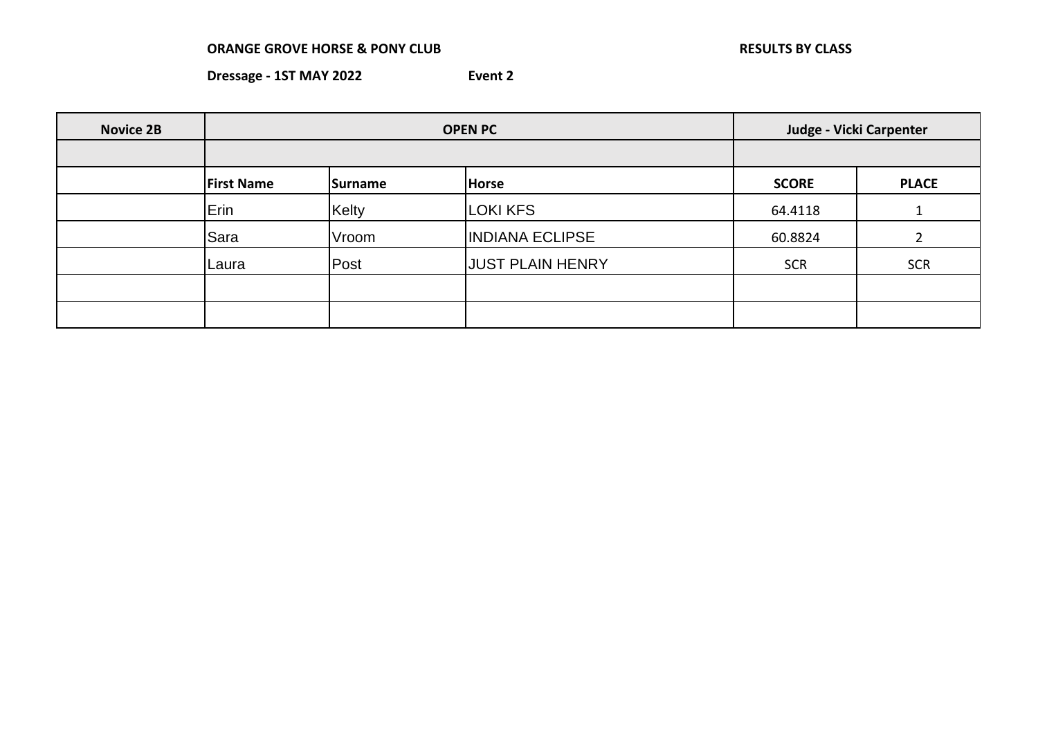**ORANGE GROVE HORSE & PONY CLUB** **RESULTS BY CLASS**

**Dressage - 1ST MAY 2022** **Event 2**

| Novice 2B | OPEN PC | | | Judge - Vicki Carpenter | |
|---|---|---|---|---|---|
| | | | | | |
| | **First Name** | **Surname** | **Horse** | **SCORE** | **PLACE** |
| | Erin | Kelty | LOKI KFS | 64.4118 | 1 |
| | Sara | Vroom | INDIANA ECLIPSE | 60.8824 | 2 |
| | Laura | Post | JUST PLAIN HENRY | SCR | SCR |
| | | | | | |
| | | | | | |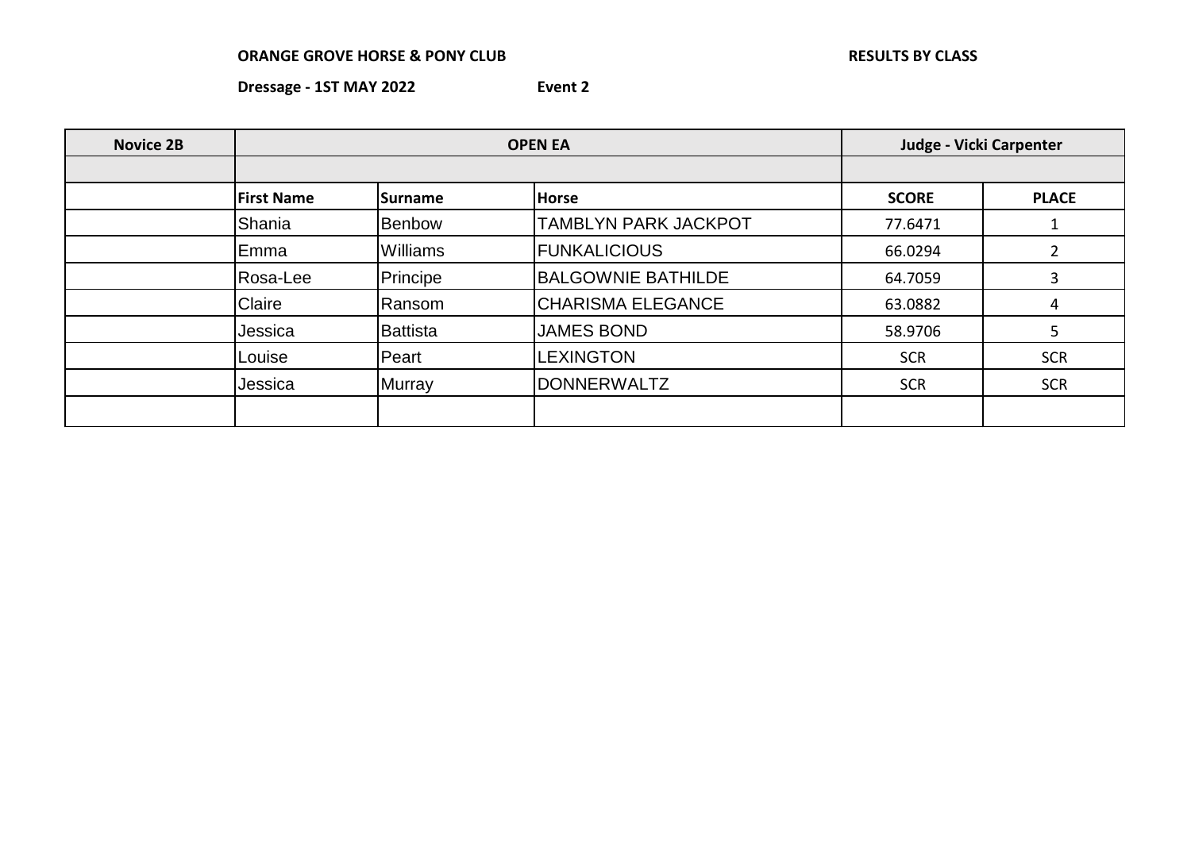**ORANGE GROVE HORSE & PONY CLUB** **RESULTS BY CLASS**

**Dressage - 1ST MAY 2022** **Event 2**

| Novice 2B | OPEN EA | | | Judge - Vicki Carpenter | |
|---|---|---|---|---|---|
| | | | | | |
| | **First Name** | **Surname** | **Horse** | **SCORE** | **PLACE** |
| | Shania | Benbow | TAMBLYN PARK JACKPOT | 77.6471 | 1 |
| | Emma | Williams | FUNKALICIOUS | 66.0294 | 2 |
| | Rosa-Lee | Principe | BALGOWNIE BATHILDE | 64.7059 | 3 |
| | Claire | Ransom | CHARISMA ELEGANCE | 63.0882 | 4 |
| | Jessica | Battista | JAMES BOND | 58.9706 | 5 |
| | Louise | Peart | LEXINGTON | SCR | SCR |
| | Jessica | Murray | DONNERWALTZ | SCR | SCR |
| | | | | | |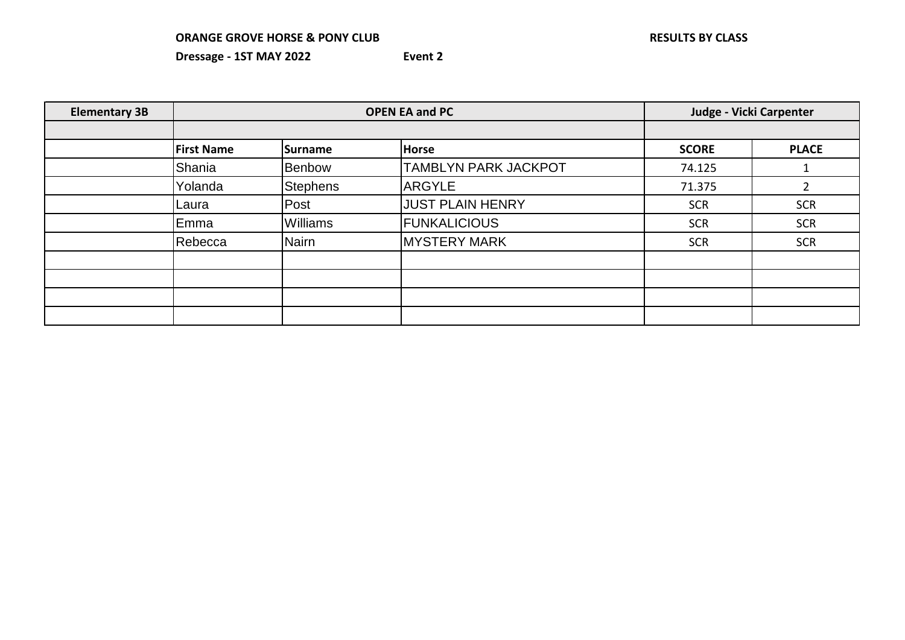**ORANGE GROVE HORSE & PONY CLUB** **RESULTS BY CLASS**

**Dressage - 1ST MAY 2022** **Event 2**

| Elementary 3B | OPEN EA and PC | | | Judge - Vicki Carpenter | |
|---|---|---|---|---|---|
| | | | | | |
| | **First Name** | **Surname** | **Horse** | **SCORE** | **PLACE** |
| | Shania | Benbow | TAMBLYN PARK JACKPOT | 74.125 | 1 |
| | Yolanda | Stephens | ARGYLE | 71.375 | 2 |
| | Laura | Post | JUST PLAIN HENRY | SCR | SCR |
| | Emma | Williams | FUNKALICIOUS | SCR | SCR |
| | Rebecca | Nairn | MYSTERY MARK | SCR | SCR |
| | | | | | |
| | | | | | |
| | | | | | |
| | | | | | |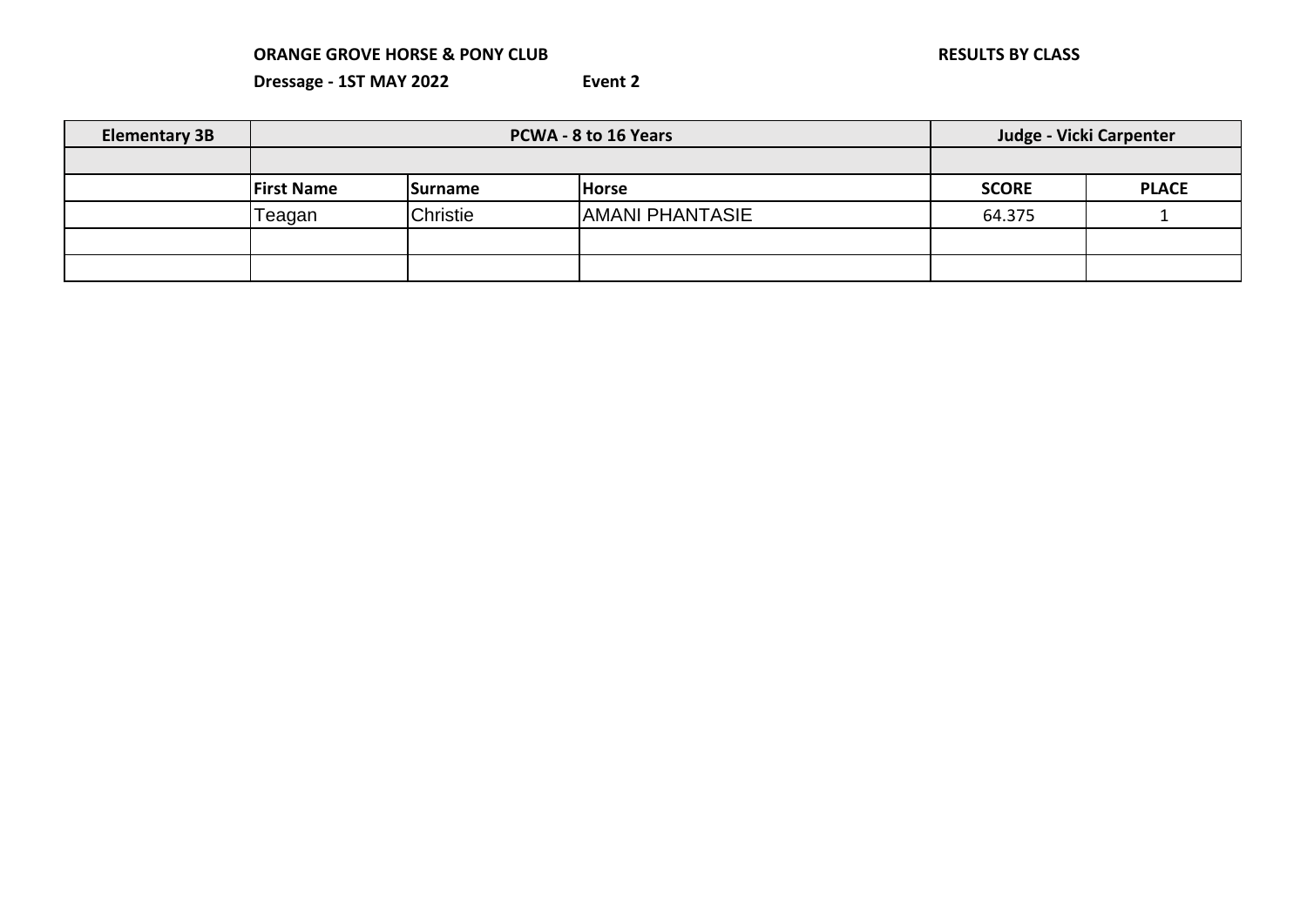**ORANGE GROVE HORSE & PONY CLUB** **RESULTS BY CLASS**

**Dressage - 1ST MAY 2022** **Event 2**

| **Elementary 3B** | **PCWA - 8 to 16 Years** | | | **Judge - Vicki Carpenter** | |
|---|---|---|---|---|---|
| | | | | | |
| | **First Name** | **Surname** | **Horse** | **SCORE** | **PLACE** |
| | Teagan | Christie | AMANI PHANTASIE | 64.375 | 1 |
| | | | | | |
| | | | | | |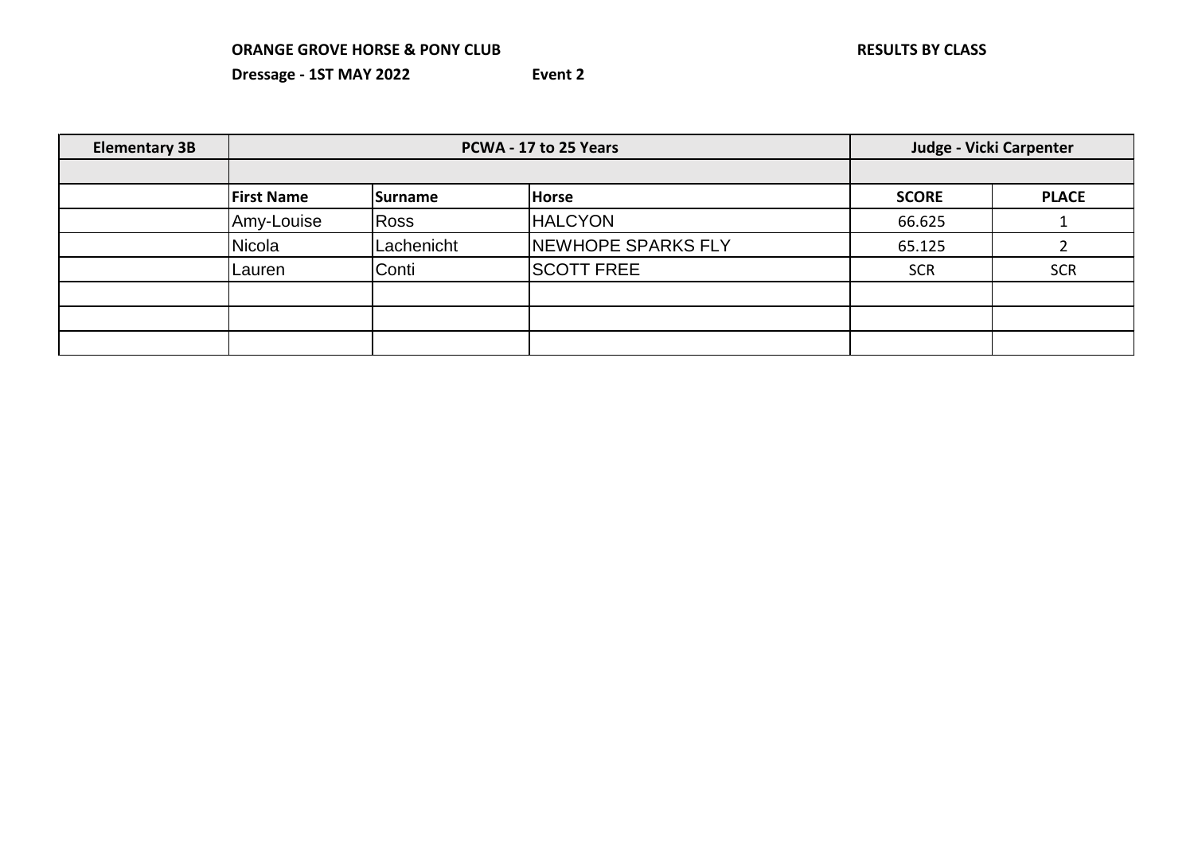**ORANGE GROVE HORSE & PONY CLUB** **RESULTS BY CLASS**

**Dressage - 1ST MAY 2022** **Event 2**

| Elementary 3B | PCWA - 17 to 25 Years | | | Judge - Vicki Carpenter | |
|---|---|---|---|---|---|
| | | | | | |
| | **First Name** | **Surname** | **Horse** | **SCORE** | **PLACE** |
| | Amy-Louise | Ross | HALCYON | 66.625 | 1 |
| | Nicola | Lachenicht | NEWHOPE SPARKS FLY | 65.125 | 2 |
| | Lauren | Conti | SCOTT FREE | SCR | SCR |
| | | | | | |
| | | | | | |
| | | | | | |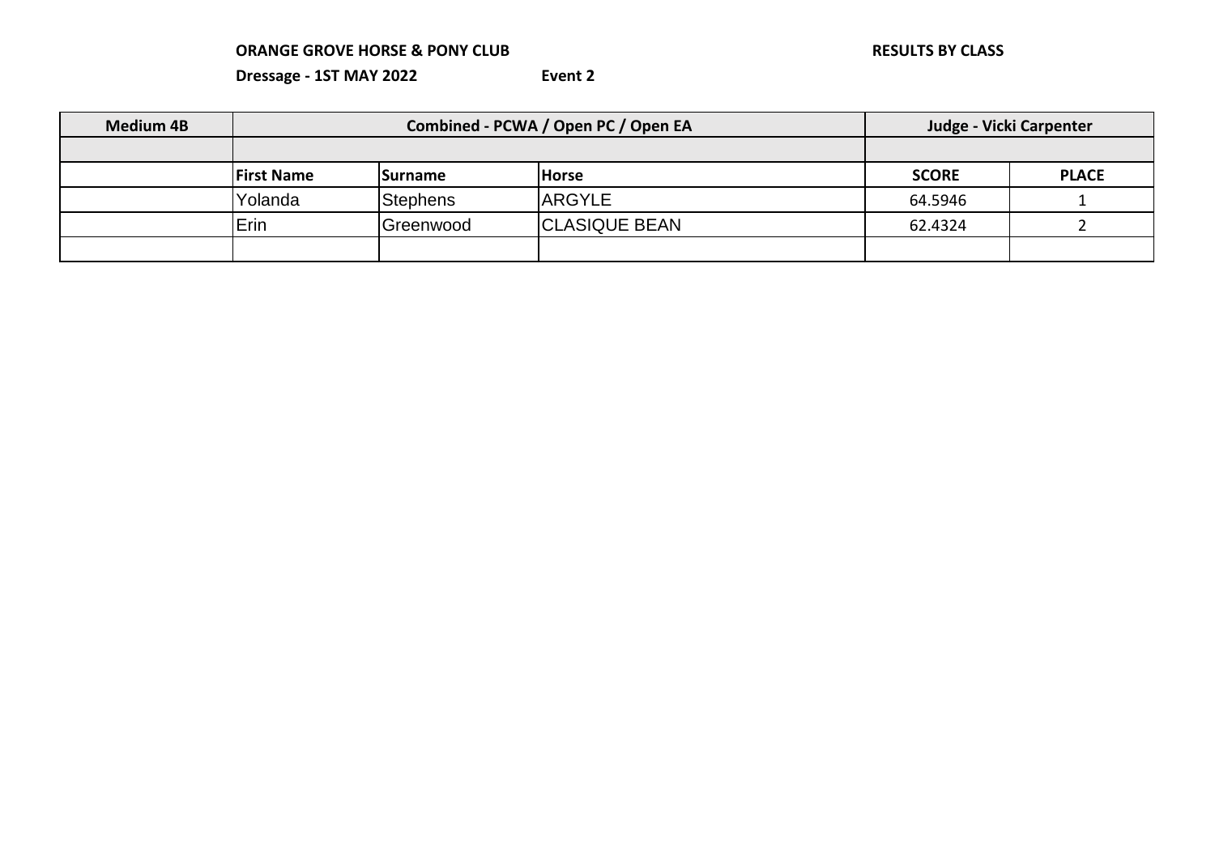**ORANGE GROVE HORSE & PONY CLUB** **RESULTS BY CLASS**

**Dressage - 1ST MAY 2022** **Event 2**

| Medium 4B | Combined - PCWA / Open PC / Open EA | | | Judge - Vicki Carpenter | |
|---|---|---|---|---|---|
| | | | | | |
| | **First Name** | **Surname** | **Horse** | **SCORE** | **PLACE** |
| | Yolanda | Stephens | ARGYLE | 64.5946 | 1 |
| | Erin | Greenwood | CLASIQUE BEAN | 62.4324 | 2 |
| | | | | | |